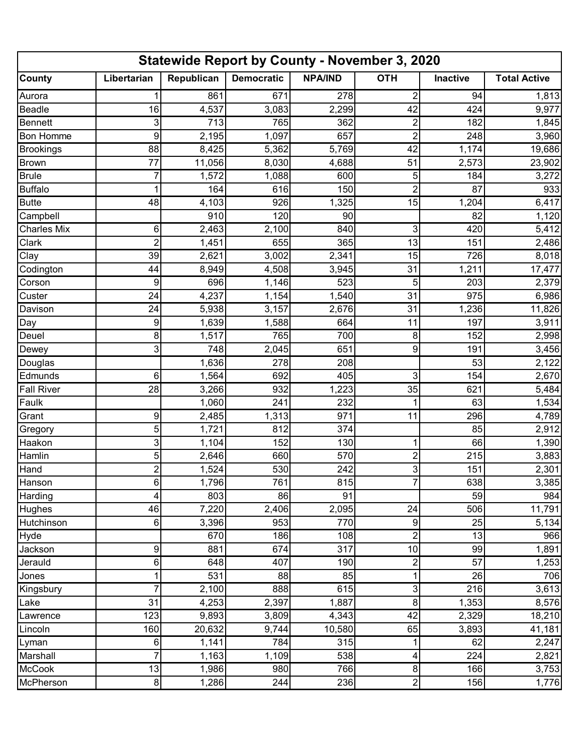| Statewide Report by County - November 3, 2020 | | | | | | | |
|---|---|---|---|---|---|---|---|
| **County** | **Libertarian** | **Republican** | **Democratic** | **NPA/IND** | **OTH** | **Inactive** | **Total Active** |
| Aurora | 1 | 861 | 671 | 278 | 2 | 94 | 1,813 |
| Beadle | 16 | 4,537 | 3,083 | 2,299 | 42 | 424 | 9,977 |
| Bennett | 3 | 713 | 765 | 362 | 2 | 182 | 1,845 |
| Bon Homme | 9 | 2,195 | 1,097 | 657 | 2 | 248 | 3,960 |
| Brookings | 88 | 8,425 | 5,362 | 5,769 | 42 | 1,174 | 19,686 |
| Brown | 77 | 11,056 | 8,030 | 4,688 | 51 | 2,573 | 23,902 |
| Brule | 7 | 1,572 | 1,088 | 600 | 5 | 184 | 3,272 |
| Buffalo | 1 | 164 | 616 | 150 | 2 | 87 | 933 |
| Butte | 48 | 4,103 | 926 | 1,325 | 15 | 1,204 | 6,417 |
| Campbell | | 910 | 120 | 90 | | 82 | 1,120 |
| Charles Mix | 6 | 2,463 | 2,100 | 840 | 3 | 420 | 5,412 |
| Clark | 2 | 1,451 | 655 | 365 | 13 | 151 | 2,486 |
| Clay | 39 | 2,621 | 3,002 | 2,341 | 15 | 726 | 8,018 |
| Codington | 44 | 8,949 | 4,508 | 3,945 | 31 | 1,211 | 17,477 |
| Corson | 9 | 696 | 1,146 | 523 | 5 | 203 | 2,379 |
| Custer | 24 | 4,237 | 1,154 | 1,540 | 31 | 975 | 6,986 |
| Davison | 24 | 5,938 | 3,157 | 2,676 | 31 | 1,236 | 11,826 |
| Day | 9 | 1,639 | 1,588 | 664 | 11 | 197 | 3,911 |
| Deuel | 8 | 1,517 | 765 | 700 | 8 | 152 | 2,998 |
| Dewey | 3 | 748 | 2,045 | 651 | 9 | 191 | 3,456 |
| Douglas | | 1,636 | 278 | 208 | | 53 | 2,122 |
| Edmunds | 6 | 1,564 | 692 | 405 | 3 | 154 | 2,670 |
| Fall River | 28 | 3,266 | 932 | 1,223 | 35 | 621 | 5,484 |
| Faulk | | 1,060 | 241 | 232 | 1 | 63 | 1,534 |
| Grant | 9 | 2,485 | 1,313 | 971 | 11 | 296 | 4,789 |
| Gregory | 5 | 1,721 | 812 | 374 | | 85 | 2,912 |
| Haakon | 3 | 1,104 | 152 | 130 | 1 | 66 | 1,390 |
| Hamlin | 5 | 2,646 | 660 | 570 | 2 | 215 | 3,883 |
| Hand | 2 | 1,524 | 530 | 242 | 3 | 151 | 2,301 |
| Hanson | 6 | 1,796 | 761 | 815 | 7 | 638 | 3,385 |
| Harding | 4 | 803 | 86 | 91 | | 59 | 984 |
| Hughes | 46 | 7,220 | 2,406 | 2,095 | 24 | 506 | 11,791 |
| Hutchinson | 6 | 3,396 | 953 | 770 | 9 | 25 | 5,134 |
| Hyde | | 670 | 186 | 108 | 2 | 13 | 966 |
| Jackson | 9 | 881 | 674 | 317 | 10 | 99 | 1,891 |
| Jerauld | 6 | 648 | 407 | 190 | 2 | 57 | 1,253 |
| Jones | 1 | 531 | 88 | 85 | 1 | 26 | 706 |
| Kingsbury | 7 | 2,100 | 888 | 615 | 3 | 216 | 3,613 |
| Lake | 31 | 4,253 | 2,397 | 1,887 | 8 | 1,353 | 8,576 |
| Lawrence | 123 | 9,893 | 3,809 | 4,343 | 42 | 2,329 | 18,210 |
| Lincoln | 160 | 20,632 | 9,744 | 10,580 | 65 | 3,893 | 41,181 |
| Lyman | 6 | 1,141 | 784 | 315 | 1 | 62 | 2,247 |
| Marshall | 7 | 1,163 | 1,109 | 538 | 4 | 224 | 2,821 |
| McCook | 13 | 1,986 | 980 | 766 | 8 | 166 | 3,753 |
| McPherson | 8 | 1,286 | 244 | 236 | 2 | 156 | 1,776 |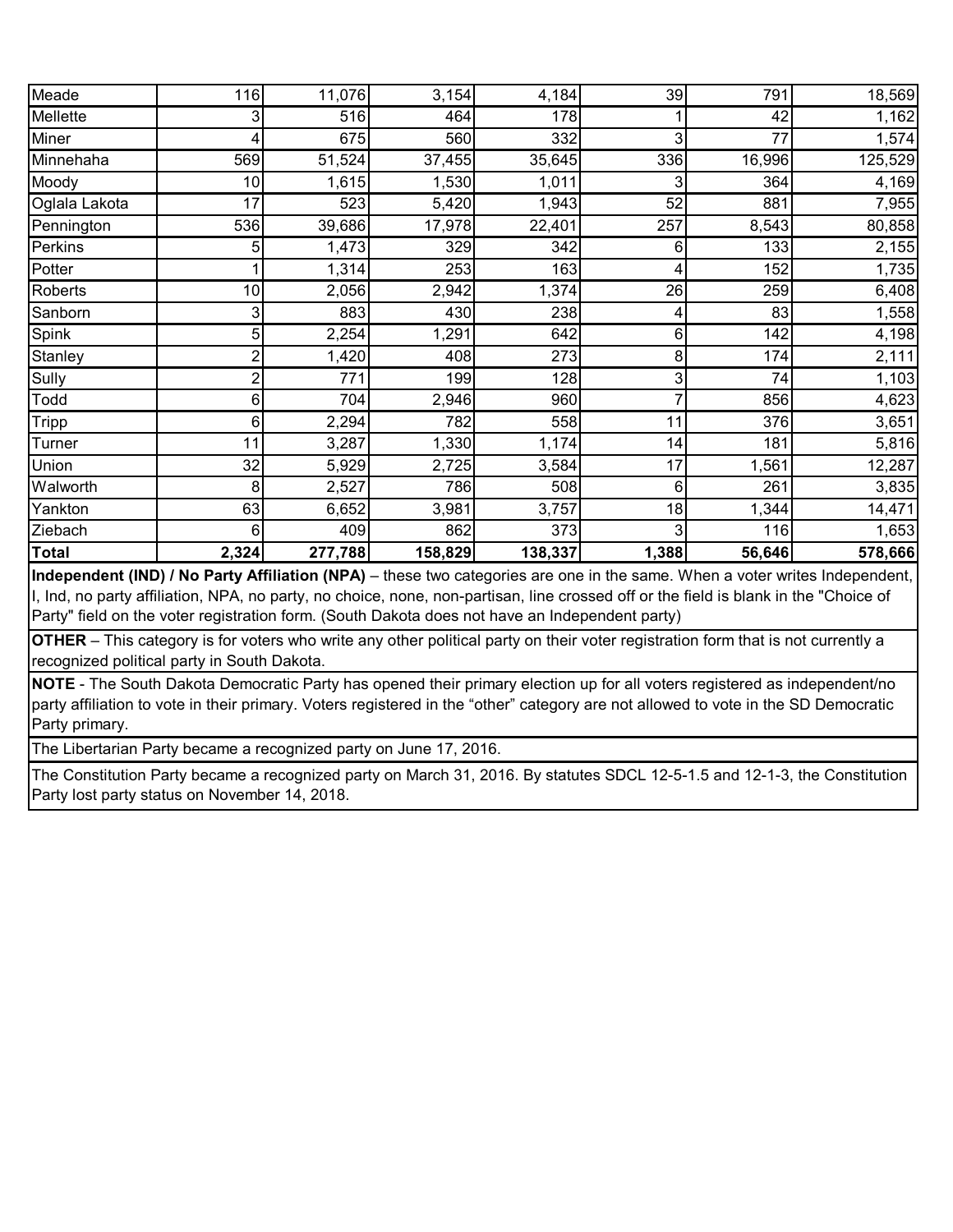| | | | | | | | |
|---|---|---|---|---|---|---|---|
| Meade | 116 | 11,076 | 3,154 | 4,184 | 39 | 791 | 18,569 |
| Mellette | 3 | 516 | 464 | 178 | 1 | 42 | 1,162 |
| Miner | 4 | 675 | 560 | 332 | 3 | 77 | 1,574 |
| Minnehaha | 569 | 51,524 | 37,455 | 35,645 | 336 | 16,996 | 125,529 |
| Moody | 10 | 1,615 | 1,530 | 1,011 | 3 | 364 | 4,169 |
| Oglala Lakota | 17 | 523 | 5,420 | 1,943 | 52 | 881 | 7,955 |
| Pennington | 536 | 39,686 | 17,978 | 22,401 | 257 | 8,543 | 80,858 |
| Perkins | 5 | 1,473 | 329 | 342 | 6 | 133 | 2,155 |
| Potter | 1 | 1,314 | 253 | 163 | 4 | 152 | 1,735 |
| Roberts | 10 | 2,056 | 2,942 | 1,374 | 26 | 259 | 6,408 |
| Sanborn | 3 | 883 | 430 | 238 | 4 | 83 | 1,558 |
| Spink | 5 | 2,254 | 1,291 | 642 | 6 | 142 | 4,198 |
| Stanley | 2 | 1,420 | 408 | 273 | 8 | 174 | 2,111 |
| Sully | 2 | 771 | 199 | 128 | 3 | 74 | 1,103 |
| Todd | 6 | 704 | 2,946 | 960 | 7 | 856 | 4,623 |
| Tripp | 6 | 2,294 | 782 | 558 | 11 | 376 | 3,651 |
| Turner | 11 | 3,287 | 1,330 | 1,174 | 14 | 181 | 5,816 |
| Union | 32 | 5,929 | 2,725 | 3,584 | 17 | 1,561 | 12,287 |
| Walworth | 8 | 2,527 | 786 | 508 | 6 | 261 | 3,835 |
| Yankton | 63 | 6,652 | 3,981 | 3,757 | 18 | 1,344 | 14,471 |
| Ziebach | 6 | 409 | 862 | 373 | 3 | 116 | 1,653 |
| **Total** | **2,324** | **277,788** | **158,829** | **138,337** | **1,388** | **56,646** | **578,666** |

**Independent (IND) / No Party Affiliation (NPA)** – these two categories are one in the same. When a voter writes Independent, I, Ind, no party affiliation, NPA, no party, no choice, none, non-partisan, line crossed off or the field is blank in the "Choice of Party" field on the voter registration form. (South Dakota does not have an Independent party)

**OTHER** – This category is for voters who write any other political party on their voter registration form that is not currently a recognized political party in South Dakota.

**NOTE** - The South Dakota Democratic Party has opened their primary election up for all voters registered as independent/no party affiliation to vote in their primary. Voters registered in the "other" category are not allowed to vote in the SD Democratic Party primary.

The Libertarian Party became a recognized party on June 17, 2016.

The Constitution Party became a recognized party on March 31, 2016. By statutes SDCL 12-5-1.5 and 12-1-3, the Constitution Party lost party status on November 14, 2018.